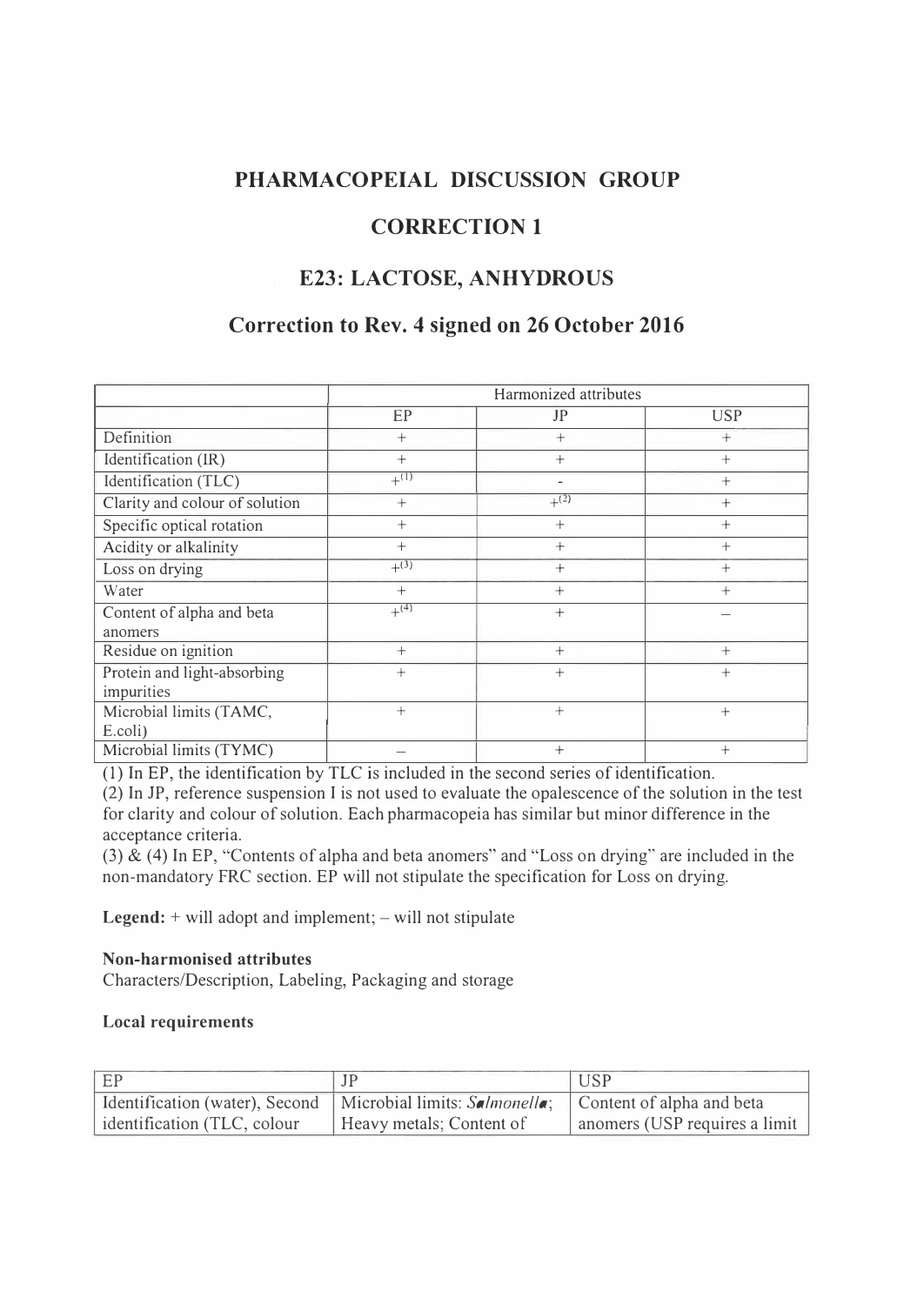# PHARMACOPEIAL DISCUSSION GROUP

# CORRECTION 1

# E23: LACTOSE, ANHYDROUS

## Correction to Rev. 4 signed on 26 October 2016

| | Harmonized attributes | | |
|---|---|---|---|
| | EP | JP | USP |
| Definition | + | + | + |
| Identification (IR) | + | + | + |
| Identification (TLC) | +(1) | - | + |
| Clarity and colour of solution | + | +(2) | + |
| Specific optical rotation | + | + | + |
| Acidity or alkalinity | + | + | + |
| Loss on drying | +(3) | + | + |
| Water | + | + | + |
| Content of alpha and beta anomers | +(4) | + | – |
| Residue on ignition | + | + | + |
| Protein and light-absorbing impurities | + | + | + |
| Microbial limits (TAMC, E.coli) | + | + | + |
| Microbial limits (TYMC) | – | + | + |

(1) In EP, the identification by TLC is included in the second series of identification.
(2) In JP, reference suspension I is not used to evaluate the opalescence of the solution in the test for clarity and colour of solution. Each pharmacopeia has similar but minor difference in the acceptance criteria.
(3) & (4) In EP, "Contents of alpha and beta anomers" and "Loss on drying" are included in the non-mandatory FRC section. EP will not stipulate the specification for Loss on drying.

**Legend:** + will adopt and implement; – will not stipulate

**Non-harmonised attributes**
Characters/Description, Labeling, Packaging and storage

**Local requirements**

| EP | JP | USP |
|---|---|---|
| Identification (water), Second identification (TLC, colour | Microbial limits: *Salmonella*; Heavy metals; Content of | Content of alpha and beta anomers (USP requires a limit |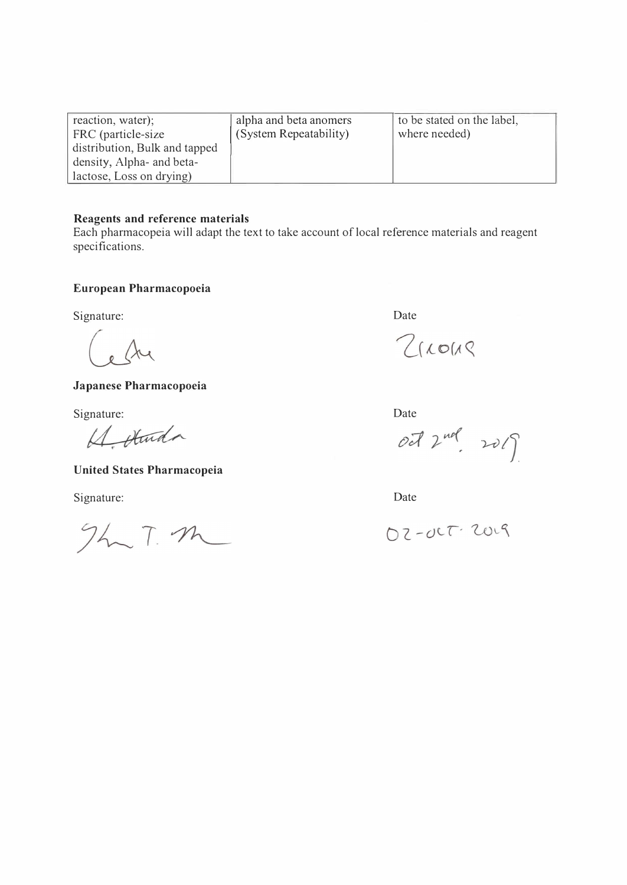| | | |
|---|---|---|
| reaction, water); FRC (particle-size distribution, Bulk and tapped density, Alpha- and beta-lactose, Loss on drying) | alpha and beta anomers (System Repeatability) | to be stated on the label, where needed) |

**Reagents and reference materials**
Each pharmacopeia will adapt the text to take account of local reference materials and reagent specifications.

**European Pharmacopoeia**

Signature: Date

21.10.19

**Japanese Pharmacopoeia**

Signature: Date

Oct 2nd. 2019

**United States Pharmacopeia**

Signature: Date

02-OCT-2019